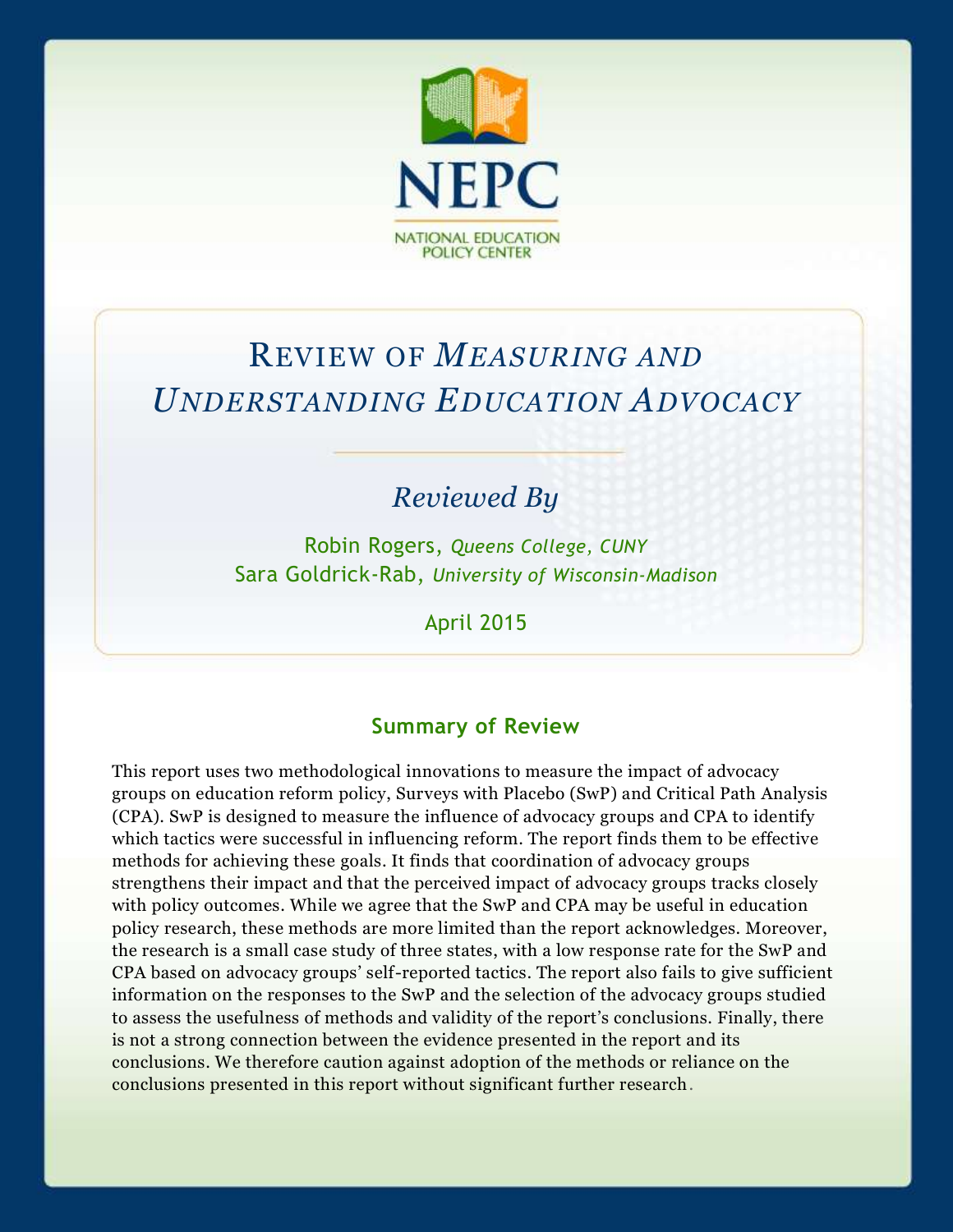NEPC

NATIONAL EDUCATION POLICY CENTER

# Review of *Measuring and Understanding Education Advocacy*

*Reviewed By*

Robin Rogers, *Queens College, CUNY*
Sara Goldrick-Rab, *University of Wisconsin-Madison*

April 2015

## Summary of Review

This report uses two methodological innovations to measure the impact of advocacy groups on education reform policy, Surveys with Placebo (SwP) and Critical Path Analysis (CPA). SwP is designed to measure the influence of advocacy groups and CPA to identify which tactics were successful in influencing reform. The report finds them to be effective methods for achieving these goals. It finds that coordination of advocacy groups strengthens their impact and that the perceived impact of advocacy groups tracks closely with policy outcomes. While we agree that the SwP and CPA may be useful in education policy research, these methods are more limited than the report acknowledges. Moreover, the research is a small case study of three states, with a low response rate for the SwP and CPA based on advocacy groups' self-reported tactics. The report also fails to give sufficient information on the responses to the SwP and the selection of the advocacy groups studied to assess the usefulness of methods and validity of the report's conclusions. Finally, there is not a strong connection between the evidence presented in the report and its conclusions. We therefore caution against adoption of the methods or reliance on the conclusions presented in this report without significant further research.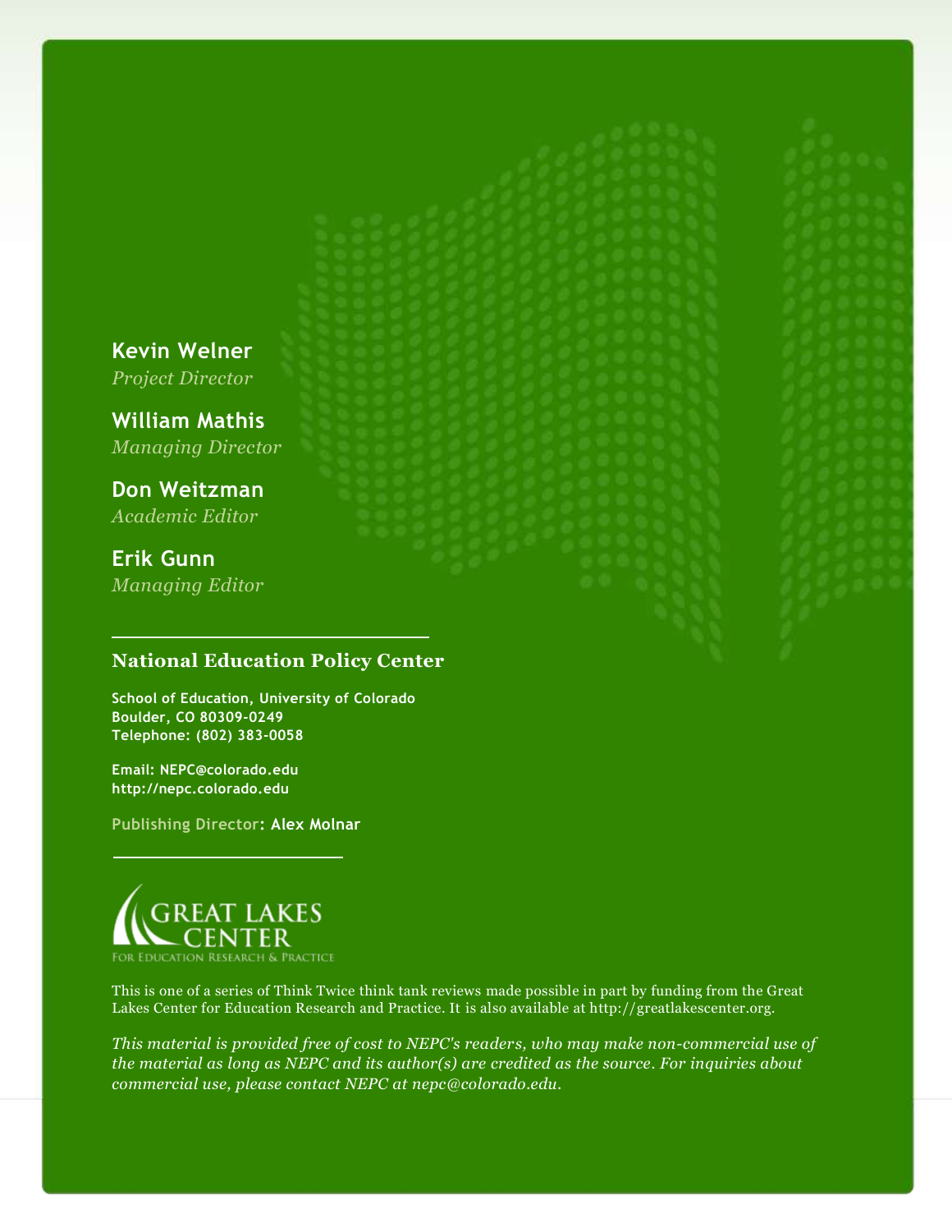**Kevin Welner**
*Project Director*

**William Mathis**
*Managing Director*

**Don Weitzman**
*Academic Editor*

**Erik Gunn**
*Managing Editor*

## National Education Policy Center

**School of Education, University of Colorado**
**Boulder, CO 80309-0249**
**Telephone: (802) 383-0058**

**Email: NEPC@colorado.edu**
**http://nepc.colorado.edu**

Publishing Director: **Alex Molnar**

GREAT LAKES CENTER
FOR EDUCATION RESEARCH & PRACTICE

This is one of a series of Think Twice think tank reviews made possible in part by funding from the Great Lakes Center for Education Research and Practice. It is also available at http://greatlakescenter.org.

*This material is provided free of cost to NEPC's readers, who may make non-commercial use of the material as long as NEPC and its author(s) are credited as the source. For inquiries about commercial use, please contact NEPC at nepc@colorado.edu.*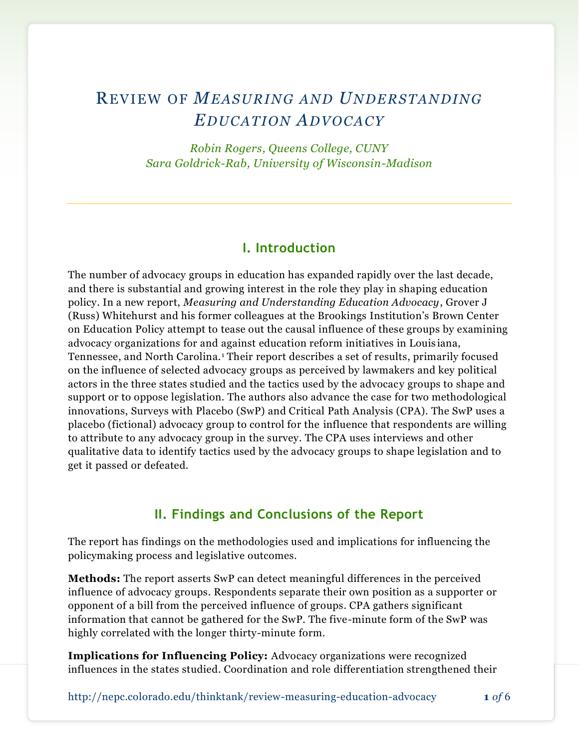# Review of *Measuring and Understanding Education Advocacy*

*Robin Rogers, Queens College, CUNY*
*Sara Goldrick-Rab, University of Wisconsin-Madison*

## I. Introduction

The number of advocacy groups in education has expanded rapidly over the last decade, and there is substantial and growing interest in the role they play in shaping education policy. In a new report, *Measuring and Understanding Education Advocacy*, Grover J (Russ) Whitehurst and his former colleagues at the Brookings Institution's Brown Center on Education Policy attempt to tease out the causal influence of these groups by examining advocacy organizations for and against education reform initiatives in Louisiana, Tennessee, and North Carolina.[1] Their report describes a set of results, primarily focused on the influence of selected advocacy groups as perceived by lawmakers and key political actors in the three states studied and the tactics used by the advocacy groups to shape and support or to oppose legislation. The authors also advance the case for two methodological innovations, Surveys with Placebo (SwP) and Critical Path Analysis (CPA). The SwP uses a placebo (fictional) advocacy group to control for the influence that respondents are willing to attribute to any advocacy group in the survey. The CPA uses interviews and other qualitative data to identify tactics used by the advocacy groups to shape legislation and to get it passed or defeated.

## II. Findings and Conclusions of the Report

The report has findings on the methodologies used and implications for influencing the policymaking process and legislative outcomes.

**Methods:** The report asserts SwP can detect meaningful differences in the perceived influence of advocacy groups. Respondents separate their own position as a supporter or opponent of a bill from the perceived influence of groups. CPA gathers significant information that cannot be gathered for the SwP. The five-minute form of the SwP was highly correlated with the longer thirty-minute form.

**Implications for Influencing Policy:** Advocacy organizations were recognized influences in the states studied. Coordination and role differentiation strengthened their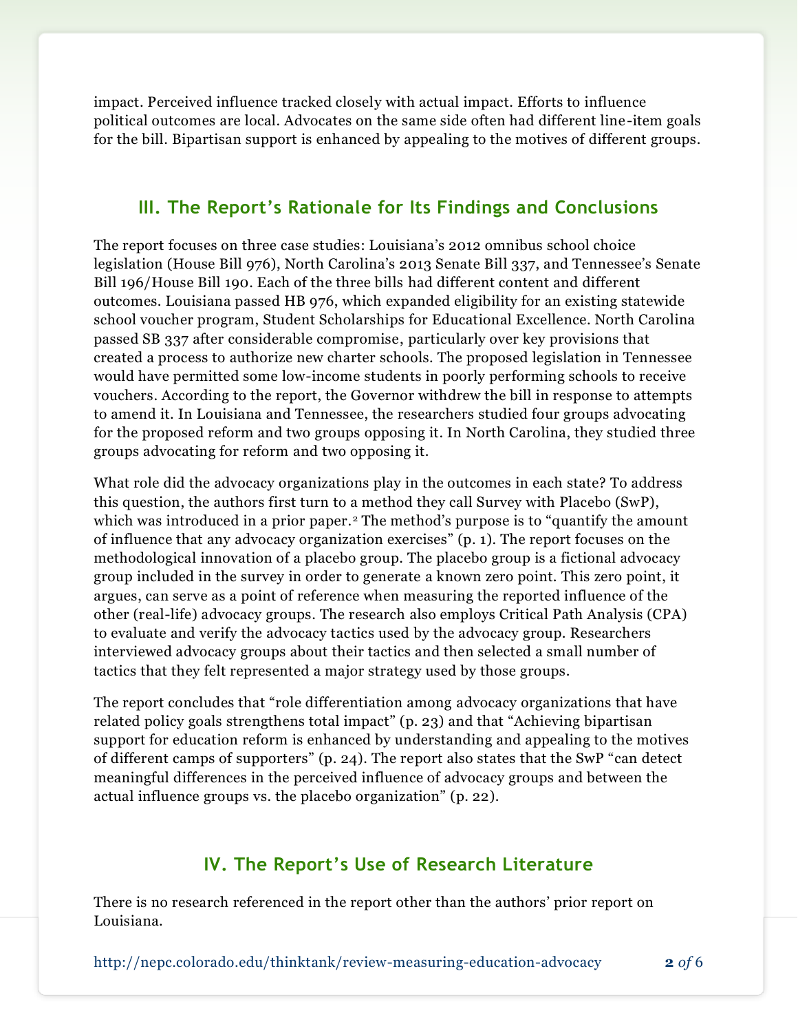impact. Perceived influence tracked closely with actual impact. Efforts to influence political outcomes are local. Advocates on the same side often had different line-item goals for the bill. Bipartisan support is enhanced by appealing to the motives of different groups.

## III. The Report's Rationale for Its Findings and Conclusions

The report focuses on three case studies: Louisiana's 2012 omnibus school choice legislation (House Bill 976), North Carolina's 2013 Senate Bill 337, and Tennessee's Senate Bill 196/House Bill 190. Each of the three bills had different content and different outcomes. Louisiana passed HB 976, which expanded eligibility for an existing statewide school voucher program, Student Scholarships for Educational Excellence. North Carolina passed SB 337 after considerable compromise, particularly over key provisions that created a process to authorize new charter schools. The proposed legislation in Tennessee would have permitted some low-income students in poorly performing schools to receive vouchers. According to the report, the Governor withdrew the bill in response to attempts to amend it. In Louisiana and Tennessee, the researchers studied four groups advocating for the proposed reform and two groups opposing it. In North Carolina, they studied three groups advocating for reform and two opposing it.

What role did the advocacy organizations play in the outcomes in each state? To address this question, the authors first turn to a method they call Survey with Placebo (SwP), which was introduced in a prior paper.[2] The method's purpose is to "quantify the amount of influence that any advocacy organization exercises" (p. 1). The report focuses on the methodological innovation of a placebo group. The placebo group is a fictional advocacy group included in the survey in order to generate a known zero point. This zero point, it argues, can serve as a point of reference when measuring the reported influence of the other (real-life) advocacy groups. The research also employs Critical Path Analysis (CPA) to evaluate and verify the advocacy tactics used by the advocacy group. Researchers interviewed advocacy groups about their tactics and then selected a small number of tactics that they felt represented a major strategy used by those groups.

The report concludes that "role differentiation among advocacy organizations that have related policy goals strengthens total impact" (p. 23) and that "Achieving bipartisan support for education reform is enhanced by understanding and appealing to the motives of different camps of supporters" (p. 24). The report also states that the SwP "can detect meaningful differences in the perceived influence of advocacy groups and between the actual influence groups vs. the placebo organization" (p. 22).

## IV. The Report's Use of Research Literature

There is no research referenced in the report other than the authors' prior report on Louisiana.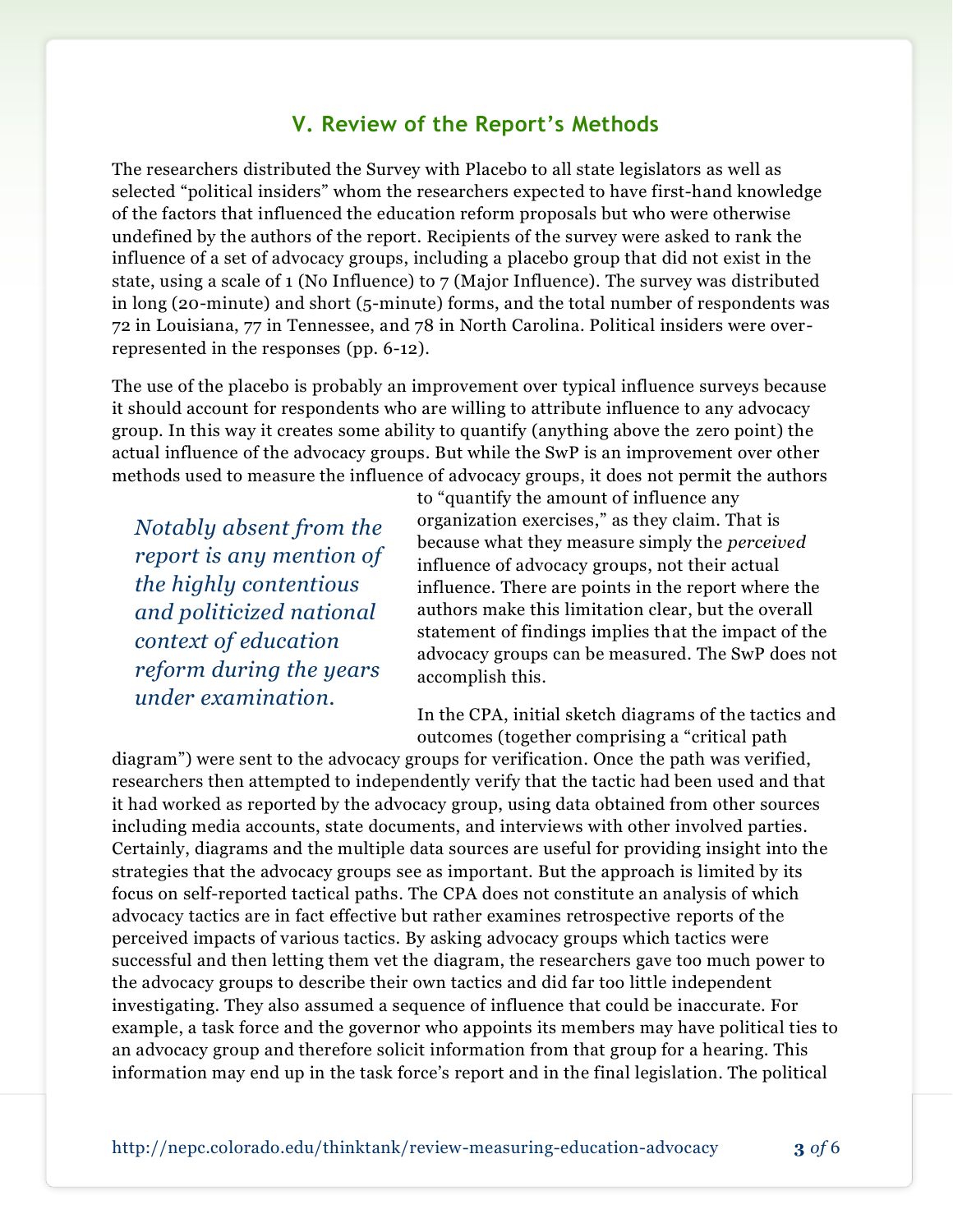## V. Review of the Report's Methods

The researchers distributed the Survey with Placebo to all state legislators as well as selected "political insiders" whom the researchers expected to have first-hand knowledge of the factors that influenced the education reform proposals but who were otherwise undefined by the authors of the report. Recipients of the survey were asked to rank the influence of a set of advocacy groups, including a placebo group that did not exist in the state, using a scale of 1 (No Influence) to 7 (Major Influence). The survey was distributed in long (20-minute) and short (5-minute) forms, and the total number of respondents was 72 in Louisiana, 77 in Tennessee, and 78 in North Carolina. Political insiders were over-represented in the responses (pp. 6-12).

The use of the placebo is probably an improvement over typical influence surveys because it should account for respondents who are willing to attribute influence to any advocacy group. In this way it creates some ability to quantify (anything above the zero point) the actual influence of the advocacy groups. But while the SwP is an improvement over other methods used to measure the influence of advocacy groups, it does not permit the authors to "quantify the amount of influence any organization exercises," as they claim. That is because what they measure simply the *perceived* influence of advocacy groups, not their actual influence. There are points in the report where the authors make this limitation clear, but the overall statement of findings implies that the impact of the advocacy groups can be measured. The SwP does not accomplish this.

> *Notably absent from the report is any mention of the highly contentious and politicized national context of education reform during the years under examination.*

In the CPA, initial sketch diagrams of the tactics and outcomes (together comprising a "critical path diagram") were sent to the advocacy groups for verification. Once the path was verified, researchers then attempted to independently verify that the tactic had been used and that it had worked as reported by the advocacy group, using data obtained from other sources including media accounts, state documents, and interviews with other involved parties. Certainly, diagrams and the multiple data sources are useful for providing insight into the strategies that the advocacy groups see as important. But the approach is limited by its focus on self-reported tactical paths. The CPA does not constitute an analysis of which advocacy tactics are in fact effective but rather examines retrospective reports of the perceived impacts of various tactics. By asking advocacy groups which tactics were successful and then letting them vet the diagram, the researchers gave too much power to the advocacy groups to describe their own tactics and did far too little independent investigating. They also assumed a sequence of influence that could be inaccurate. For example, a task force and the governor who appoints its members may have political ties to an advocacy group and therefore solicit information from that group for a hearing. This information may end up in the task force's report and in the final legislation. The political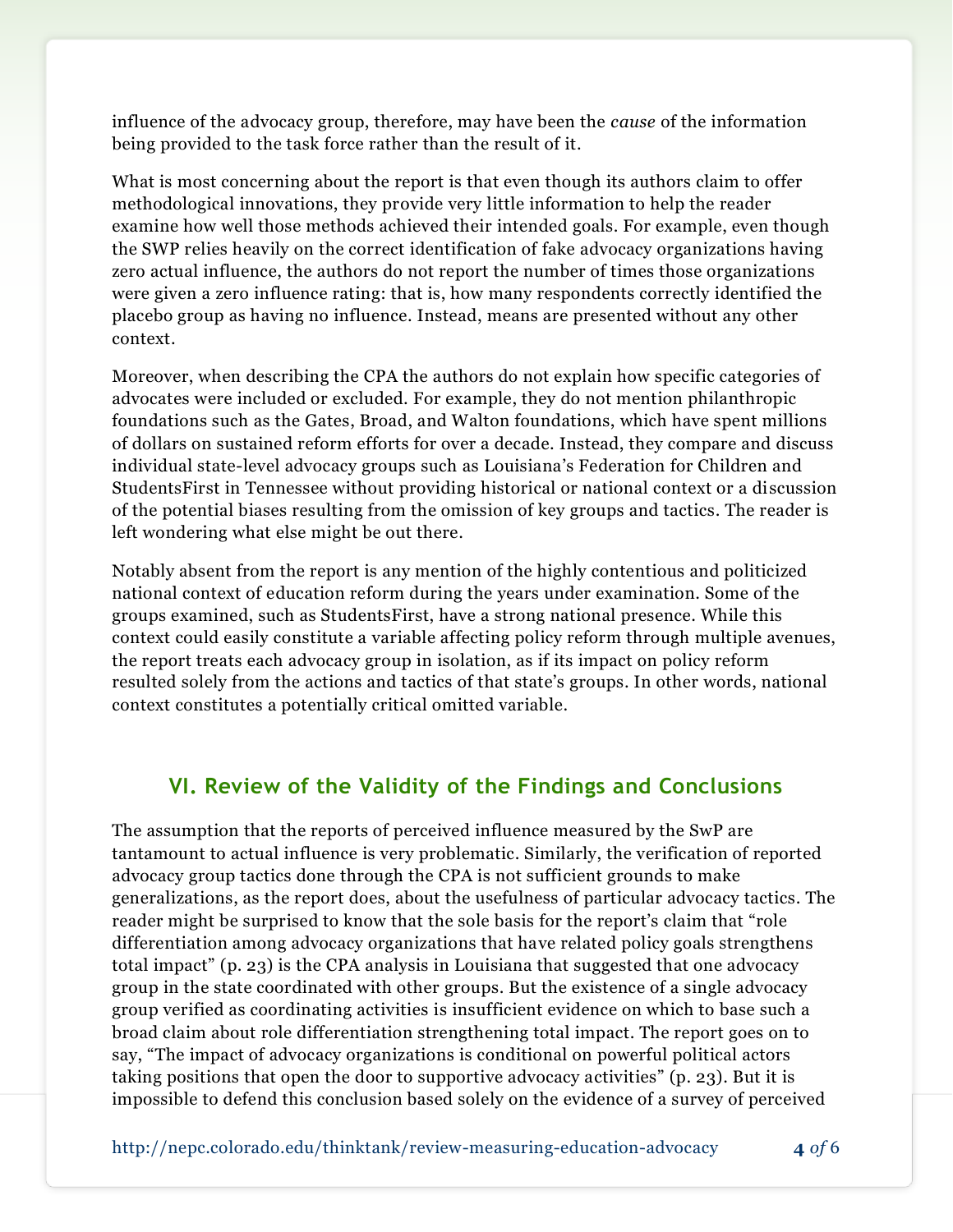influence of the advocacy group, therefore, may have been the *cause* of the information being provided to the task force rather than the result of it.

What is most concerning about the report is that even though its authors claim to offer methodological innovations, they provide very little information to help the reader examine how well those methods achieved their intended goals. For example, even though the SWP relies heavily on the correct identification of fake advocacy organizations having zero actual influence, the authors do not report the number of times those organizations were given a zero influence rating: that is, how many respondents correctly identified the placebo group as having no influence. Instead, means are presented without any other context.

Moreover, when describing the CPA the authors do not explain how specific categories of advocates were included or excluded. For example, they do not mention philanthropic foundations such as the Gates, Broad, and Walton foundations, which have spent millions of dollars on sustained reform efforts for over a decade. Instead, they compare and discuss individual state-level advocacy groups such as Louisiana's Federation for Children and StudentsFirst in Tennessee without providing historical or national context or a discussion of the potential biases resulting from the omission of key groups and tactics. The reader is left wondering what else might be out there.

Notably absent from the report is any mention of the highly contentious and politicized national context of education reform during the years under examination. Some of the groups examined, such as StudentsFirst, have a strong national presence. While this context could easily constitute a variable affecting policy reform through multiple avenues, the report treats each advocacy group in isolation, as if its impact on policy reform resulted solely from the actions and tactics of that state's groups. In other words, national context constitutes a potentially critical omitted variable.

## VI. Review of the Validity of the Findings and Conclusions

The assumption that the reports of perceived influence measured by the SwP are tantamount to actual influence is very problematic. Similarly, the verification of reported advocacy group tactics done through the CPA is not sufficient grounds to make generalizations, as the report does, about the usefulness of particular advocacy tactics. The reader might be surprised to know that the sole basis for the report's claim that "role differentiation among advocacy organizations that have related policy goals strengthens total impact" (p. 23) is the CPA analysis in Louisiana that suggested that one advocacy group in the state coordinated with other groups. But the existence of a single advocacy group verified as coordinating activities is insufficient evidence on which to base such a broad claim about role differentiation strengthening total impact. The report goes on to say, "The impact of advocacy organizations is conditional on powerful political actors taking positions that open the door to supportive advocacy activities" (p. 23). But it is impossible to defend this conclusion based solely on the evidence of a survey of perceived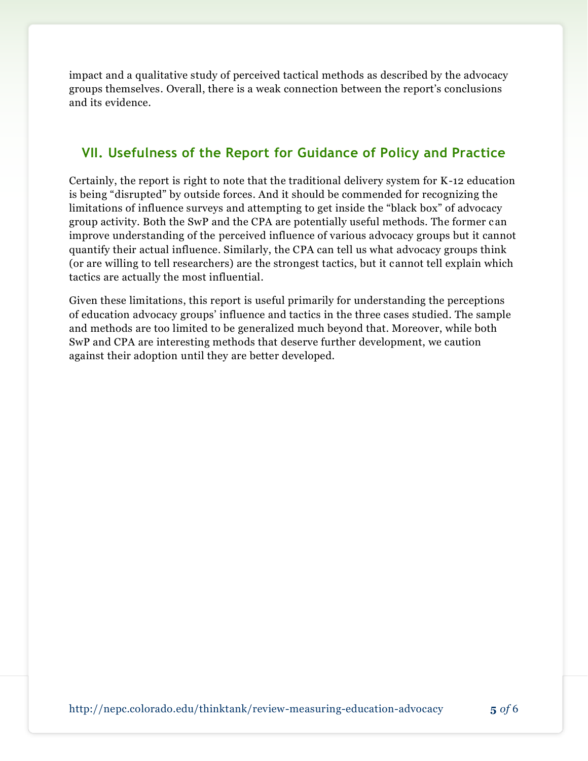impact and a qualitative study of perceived tactical methods as described by the advocacy groups themselves. Overall, there is a weak connection between the report's conclusions and its evidence.

## VII. Usefulness of the Report for Guidance of Policy and Practice

Certainly, the report is right to note that the traditional delivery system for K-12 education is being "disrupted" by outside forces. And it should be commended for recognizing the limitations of influence surveys and attempting to get inside the "black box" of advocacy group activity. Both the SwP and the CPA are potentially useful methods. The former can improve understanding of the perceived influence of various advocacy groups but it cannot quantify their actual influence. Similarly, the CPA can tell us what advocacy groups think (or are willing to tell researchers) are the strongest tactics, but it cannot tell explain which tactics are actually the most influential.

Given these limitations, this report is useful primarily for understanding the perceptions of education advocacy groups' influence and tactics in the three cases studied. The sample and methods are too limited to be generalized much beyond that. Moreover, while both SwP and CPA are interesting methods that deserve further development, we caution against their adoption until they are better developed.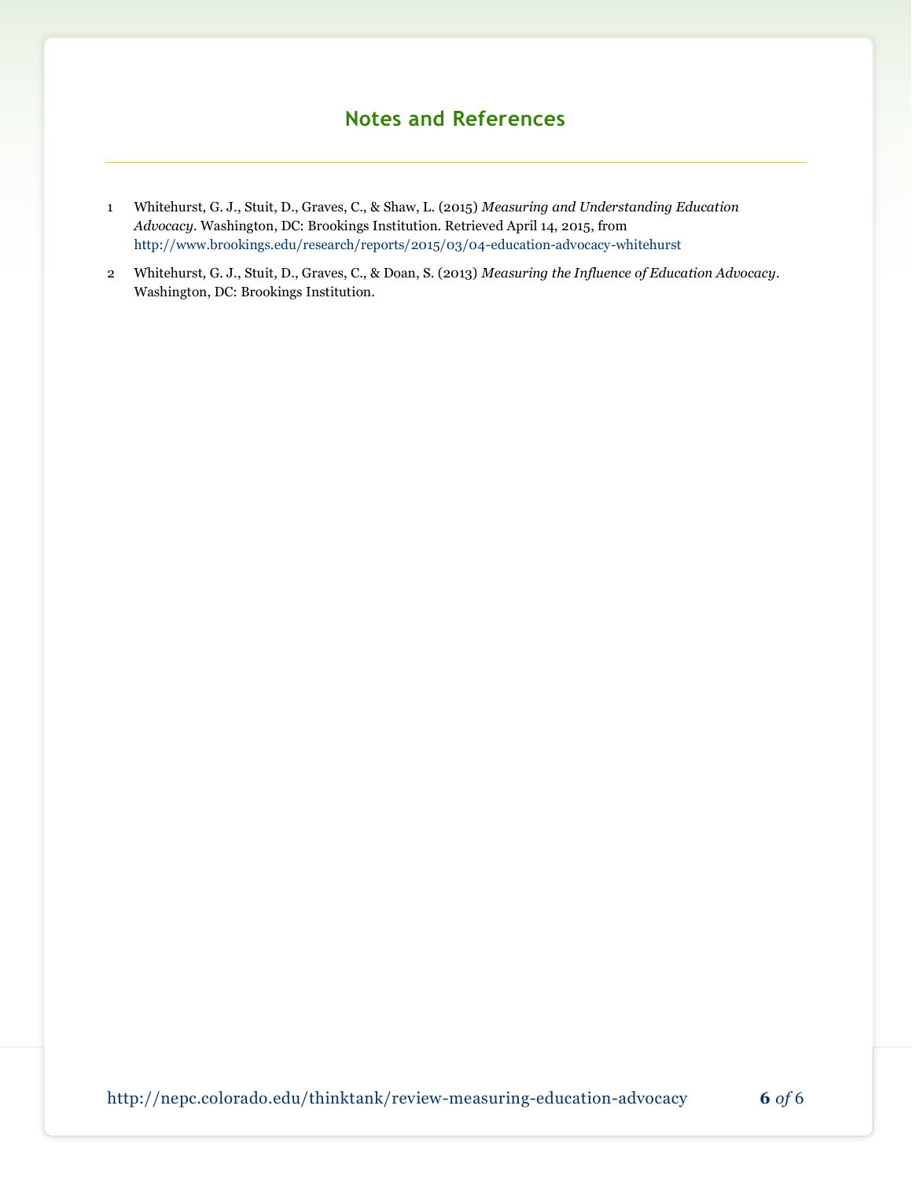## Notes and References

1 Whitehurst, G. J., Stuit, D., Graves, C., & Shaw, L. (2015) *Measuring and Understanding Education Advocacy*. Washington, DC: Brookings Institution. Retrieved April 14, 2015, from http://www.brookings.edu/research/reports/2015/03/04-education-advocacy-whitehurst

2 Whitehurst, G. J., Stuit, D., Graves, C., & Doan, S. (2013) *Measuring the Influence of Education Advocacy*. Washington, DC: Brookings Institution.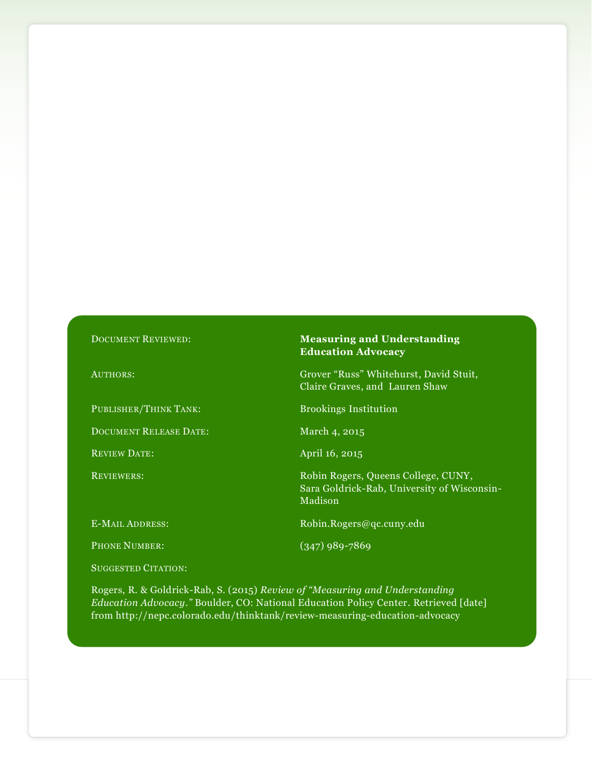| | |
| --- | --- |
| Document Reviewed: | **Measuring and Understanding Education Advocacy** |
| Authors: | Grover “Russ” Whitehurst, David Stuit, Claire Graves, and Lauren Shaw |
| Publisher/Think Tank: | Brookings Institution |
| Document Release Date: | March 4, 2015 |
| Review Date: | April 16, 2015 |
| Reviewers: | Robin Rogers, Queens College, CUNY, Sara Goldrick-Rab, University of Wisconsin-Madison |
| E-Mail Address: | Robin.Rogers@qc.cuny.edu |
| Phone Number: | (347) 989-7869 |

Suggested Citation:

Rogers, R. & Goldrick-Rab, S. (2015) *Review of “Measuring and Understanding Education Advocacy.”* Boulder, CO: National Education Policy Center. Retrieved [date] from http://nepc.colorado.edu/thinktank/review-measuring-education-advocacy